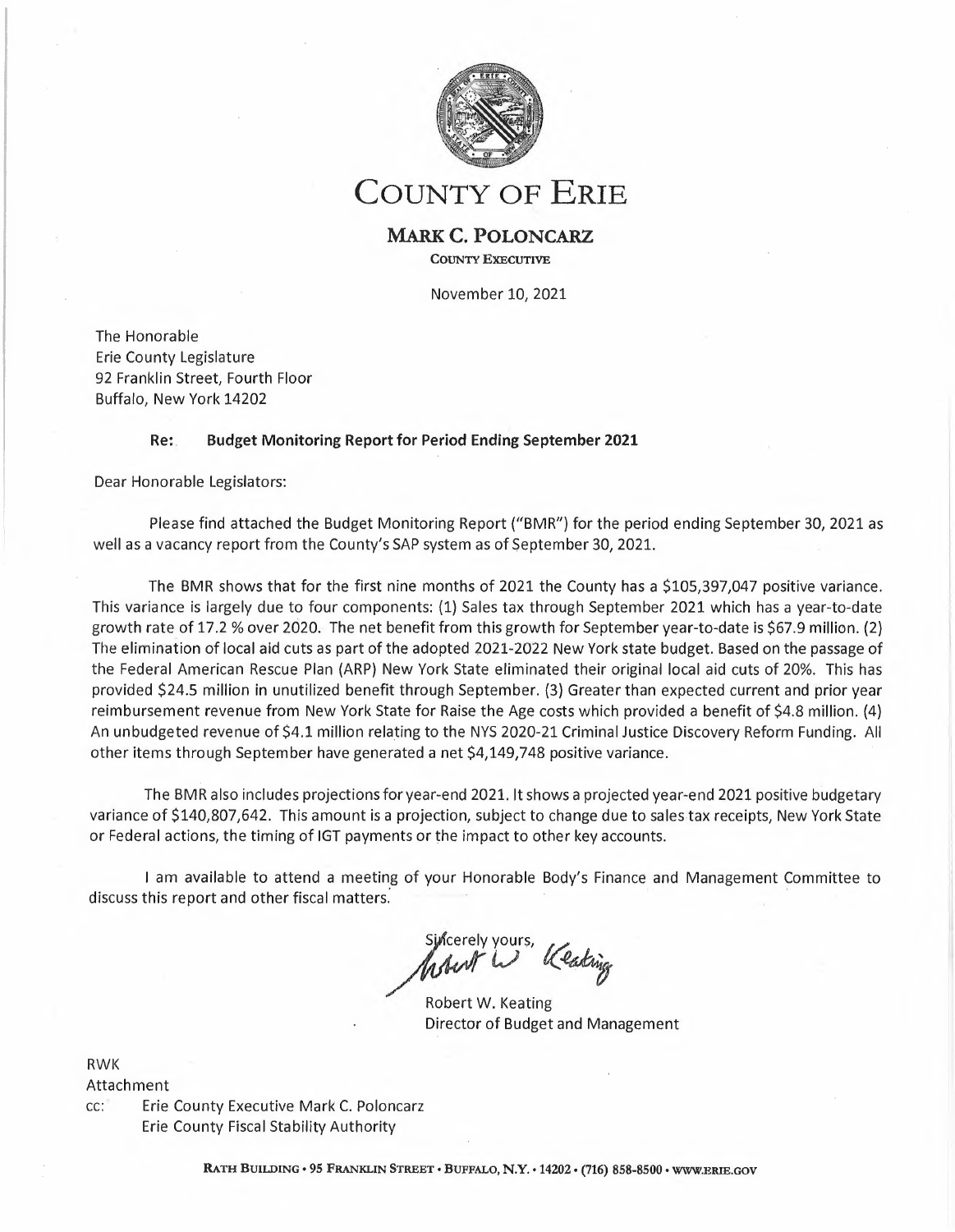# COUNTY OF ERIE

**MARK C. POLONCARZ**

COUNTY EXECUTIVE

November 10, 2021

The Honorable
Erie County Legislature
92 Franklin Street, Fourth Floor
Buffalo, New York 14202

**Re: Budget Monitoring Report for Period Ending September 2021**

Dear Honorable Legislators:

Please find attached the Budget Monitoring Report ("BMR") for the period ending September 30, 2021 as well as a vacancy report from the County's SAP system as of September 30, 2021.

The BMR shows that for the first nine months of 2021 the County has a $105,397,047 positive variance. This variance is largely due to four components: (1) Sales tax through September 2021 which has a year-to-date growth rate of 17.2 % over 2020. The net benefit from this growth for September year-to-date is $67.9 million. (2) The elimination of local aid cuts as part of the adopted 2021-2022 New York state budget. Based on the passage of the Federal American Rescue Plan (ARP) New York State eliminated their original local aid cuts of 20%. This has provided $24.5 million in unutilized benefit through September. (3) Greater than expected current and prior year reimbursement revenue from New York State for Raise the Age costs which provided a benefit of $4.8 million. (4) An unbudgeted revenue of $4.1 million relating to the NYS 2020-21 Criminal Justice Discovery Reform Funding. All other items through September have generated a net $4,149,748 positive variance.

The BMR also includes projections for year-end 2021. It shows a projected year-end 2021 positive budgetary variance of $140,807,642. This amount is a projection, subject to change due to sales tax receipts, New York State or Federal actions, the timing of IGT payments or the impact to other key accounts.

I am available to attend a meeting of your Honorable Body's Finance and Management Committee to discuss this report and other fiscal matters.

Sincerely yours,

Robert W. Keating
Director of Budget and Management

RWK
Attachment
cc: Erie County Executive Mark C. Poloncarz
Erie County Fiscal Stability Authority

RATH BUILDING • 95 FRANKLIN STREET • BUFFALO, N.Y. • 14202 • (716) 858-8500 • WWW.ERIE.GOV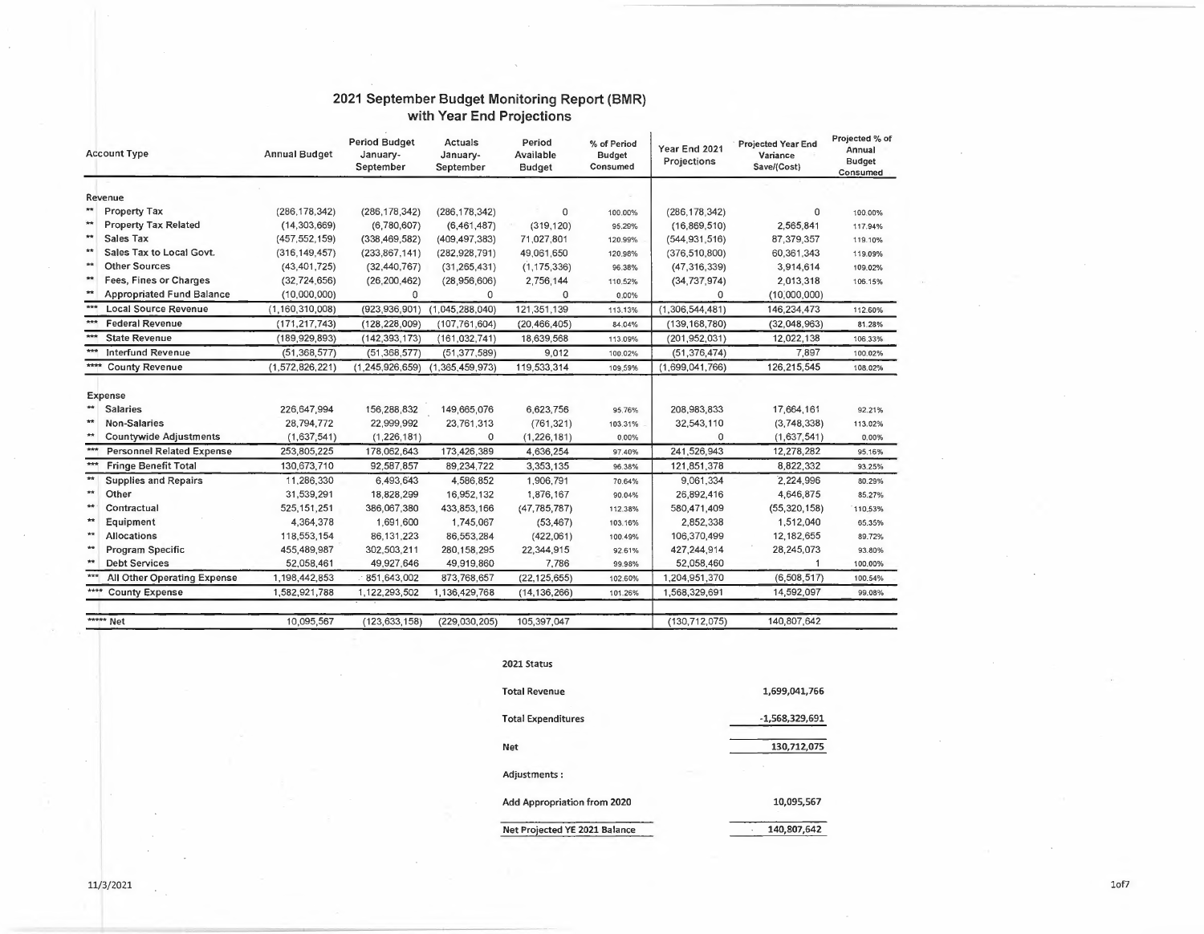# 2021 September Budget Monitoring Report (BMR)
## with Year End Projections

| Account Type | Annual Budget | Period Budget January-September | Actuals January-September | Period Available Budget | % of Period Budget Consumed | Year End 2021 Projections | Projected Year End Variance Save/(Cost) | Projected % of Annual Budget Consumed |
|---|---|---|---|---|---|---|---|---|
| **Revenue** | | | | | | | | |
| ** Property Tax | (286,178,342) | (286,178,342) | (286,178,342) | 0 | 100.00% | (286,178,342) | 0 | 100.00% |
| ** Property Tax Related | (14,303,669) | (6,780,607) | (6,461,487) | (319,120) | 95.29% | (16,869,510) | 2,565,841 | 117.94% |
| ** Sales Tax | (457,552,159) | (338,469,582) | (409,497,383) | 71,027,801 | 120.99% | (544,931,516) | 87,379,357 | 119.10% |
| ** Sales Tax to Local Govt. | (316,149,457) | (233,867,141) | (282,928,791) | 49,061,650 | 120.98% | (376,510,800) | 60,361,343 | 119.09% |
| ** Other Sources | (43,401,725) | (32,440,767) | (31,265,431) | (1,175,336) | 96.38% | (47,316,339) | 3,914,614 | 109.02% |
| ** Fees, Fines or Charges | (32,724,656) | (26,200,462) | (28,956,606) | 2,756,144 | 110.52% | (34,737,974) | 2,013,318 | 106.15% |
| ** Appropriated Fund Balance | (10,000,000) | 0 | 0 | 0 | 0.00% | 0 | (10,000,000) | |
| *** Local Source Revenue | (1,160,310,008) | (923,936,901) | (1,045,288,040) | 121,351,139 | 113.13% | (1,306,544,481) | 146,234,473 | 112.60% |
| *** Federal Revenue | (171,217,743) | (128,228,009) | (107,761,604) | (20,466,405) | 84.04% | (139,168,780) | (32,048,963) | 81.28% |
| *** State Revenue | (189,929,893) | (142,393,173) | (161,032,741) | 18,639,568 | 113.09% | (201,952,031) | 12,022,138 | 106.33% |
| *** Interfund Revenue | (51,368,577) | (51,368,577) | (51,377,589) | 9,012 | 100.02% | (51,376,474) | 7,897 | 100.02% |
| **** County Revenue | (1,572,826,221) | (1,245,926,659) | (1,365,459,973) | 119,533,314 | 109.59% | (1,699,041,766) | 126,215,545 | 108.02% |
| **Expense** | | | | | | | | |
| ** Salaries | 226,647,994 | 156,288,832 | 149,665,076 | 6,623,756 | 95.76% | 208,983,833 | 17,664,161 | 92.21% |
| ** Non-Salaries | 28,794,772 | 22,999,992 | 23,761,313 | (761,321) | 103.31% | 32,543,110 | (3,748,338) | 113.02% |
| ** Countywide Adjustments | (1,637,541) | (1,226,181) | 0 | (1,226,181) | 0.00% | 0 | (1,637,541) | 0.00% |
| *** Personnel Related Expense | 253,805,225 | 178,062,643 | 173,426,389 | 4,636,254 | 97.40% | 241,526,943 | 12,278,282 | 95.16% |
| *** Fringe Benefit Total | 130,673,710 | 92,587,857 | 89,234,722 | 3,353,135 | 96.38% | 121,851,378 | 8,822,332 | 93.25% |
| ** Supplies and Repairs | 11,286,330 | 6,493,643 | 4,586,852 | 1,906,791 | 70.64% | 9,061,334 | 2,224,996 | 80.29% |
| ** Other | 31,539,291 | 18,828,299 | 16,952,132 | 1,876,167 | 90.04% | 26,892,416 | 4,646,875 | 85.27% |
| ** Contractual | 525,151,251 | 386,067,380 | 433,853,166 | (47,785,787) | 112.38% | 580,471,409 | (55,320,158) | 110.53% |
| ** Equipment | 4,364,378 | 1,691,600 | 1,745,067 | (53,467) | 103.16% | 2,852,338 | 1,512,040 | 65.35% |
| ** Allocations | 118,553,154 | 86,131,223 | 86,553,284 | (422,061) | 100.49% | 106,370,499 | 12,182,655 | 89.72% |
| ** Program Specific | 455,489,987 | 302,503,211 | 280,158,295 | 22,344,915 | 92.61% | 427,244,914 | 28,245,073 | 93.80% |
| ** Debt Services | 52,058,461 | 49,927,646 | 49,919,860 | 7,786 | 99.98% | 52,058,460 | 1 | 100.00% |
| *** All Other Operating Expense | 1,198,442,853 | 851,643,002 | 873,768,657 | (22,125,655) | 102.60% | 1,204,951,370 | (6,508,517) | 100.54% |
| **** County Expense | 1,582,921,788 | 1,122,293,502 | 1,136,429,768 | (14,136,266) | 101.26% | 1,568,329,691 | 14,592,097 | 99.08% |
| ***** Net | 10,095,567 | (123,633,158) | (229,030,205) | 105,397,047 | | (130,712,075) | 140,807,642 | |

**2021 Status**

| | |
|---|---|
| Total Revenue | 1,699,041,766 |
| Total Expenditures | -1,568,329,691 |
| Net | 130,712,075 |
| Adjustments : | |
| Add Appropriation from 2020 | 10,095,567 |
| Net Projected YE 2021 Balance | 140,807,642 |

11/3/2021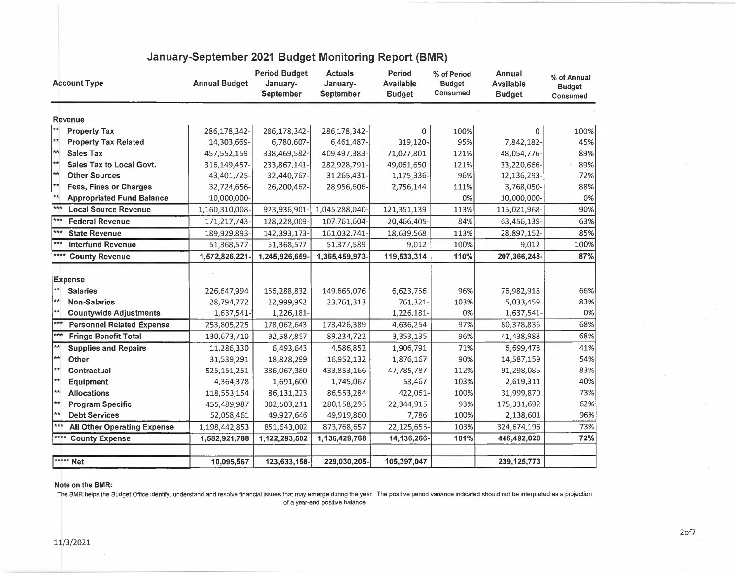# January-September 2021 Budget Monitoring Report (BMR)

| Account Type | Annual Budget | Period Budget January-September | Actuals January-September | Period Available Budget | % of Period Budget Consumed | Annual Available Budget | % of Annual Budget Consumed |
|---|---|---|---|---|---|---|---|
| **Revenue** | | | | | | | |
| ** **Property Tax** | 286,178,342- | 286,178,342- | 286,178,342- | 0 | 100% | 0 | 100% |
| ** **Property Tax Related** | 14,303,669- | 6,780,607- | 6,461,487- | 319,120- | 95% | 7,842,182- | 45% |
| ** **Sales Tax** | 457,552,159- | 338,469,582- | 409,497,383- | 71,027,801 | 121% | 48,054,776- | 89% |
| ** **Sales Tax to Local Govt.** | 316,149,457- | 233,867,141- | 282,928,791- | 49,061,650 | 121% | 33,220,666- | 89% |
| ** **Other Sources** | 43,401,725- | 32,440,767- | 31,265,431- | 1,175,336- | 96% | 12,136,293- | 72% |
| ** **Fees, Fines or Charges** | 32,724,656- | 26,200,462- | 28,956,606- | 2,756,144 | 111% | 3,768,050- | 88% |
| ** **Appropriated Fund Balance** | 10,000,000- | | | | 0% | 10,000,000- | 0% |
| *** **Local Source Revenue** | 1,160,310,008- | 923,936,901- | 1,045,288,040- | 121,351,139 | 113% | 115,021,968- | 90% |
| *** **Federal Revenue** | 171,217,743- | 128,228,009- | 107,761,604- | 20,466,405- | 84% | 63,456,139- | 63% |
| *** **State Revenue** | 189,929,893- | 142,393,173- | 161,032,741- | 18,639,568 | 113% | 28,897,152- | 85% |
| *** **Interfund Revenue** | 51,368,577- | 51,368,577- | 51,377,589- | 9,012 | 100% | 9,012 | 100% |
| **** **County Revenue** | **1,572,826,221-** | **1,245,926,659-** | **1,365,459,973-** | **119,533,314** | **110%** | **207,366,248-** | **87%** |
| **Expense** | | | | | | | |
| ** **Salaries** | 226,647,994 | 156,288,832 | 149,665,076 | 6,623,756 | 96% | 76,982,918 | 66% |
| ** **Non-Salaries** | 28,794,772 | 22,999,992 | 23,761,313 | 761,321- | 103% | 5,033,459 | 83% |
| ** **Countywide Adjustments** | 1,637,541- | 1,226,181- | | 1,226,181- | 0% | 1,637,541- | 0% |
| *** **Personnel Related Expense** | 253,805,225 | 178,062,643 | 173,426,389 | 4,636,254 | 97% | 80,378,836 | 68% |
| *** **Fringe Benefit Total** | 130,673,710 | 92,587,857 | 89,234,722 | 3,353,135 | 96% | 41,438,988 | 68% |
| ** **Supplies and Repairs** | 11,286,330 | 6,493,643 | 4,586,852 | 1,906,791 | 71% | 6,699,478 | 41% |
| ** **Other** | 31,539,291 | 18,828,299 | 16,952,132 | 1,876,167 | 90% | 14,587,159 | 54% |
| ** **Contractual** | 525,151,251 | 386,067,380 | 433,853,166 | 47,785,787- | 112% | 91,298,085 | 83% |
| ** **Equipment** | 4,364,378 | 1,691,600 | 1,745,067 | 53,467- | 103% | 2,619,311 | 40% |
| ** **Allocations** | 118,553,154 | 86,131,223 | 86,553,284 | 422,061- | 100% | 31,999,870 | 73% |
| ** **Program Specific** | 455,489,987 | 302,503,211 | 280,158,295 | 22,344,915 | 93% | 175,331,692 | 62% |
| ** **Debt Services** | 52,058,461 | 49,927,646 | 49,919,860 | 7,786 | 100% | 2,138,601 | 96% |
| *** **All Other Operating Expense** | 1,198,442,853 | 851,643,002 | 873,768,657 | 22,125,655- | 103% | 324,674,196 | 73% |
| **** **County Expense** | **1,582,921,788** | **1,122,293,502** | **1,136,429,768** | **14,136,266-** | **101%** | **446,492,020** | **72%** |
| ***** **Net** | **10,095,567** | **123,633,158-** | **229,030,205-** | **105,397,047** | | **239,125,773** | |

**Note on the BMR:**

The BMR helps the Budget Office identify, understand and resolve financial issues that may emerge during the year. The positive period variance indicated should not be interpreted as a projection of a year-end positive balance

11/3/2021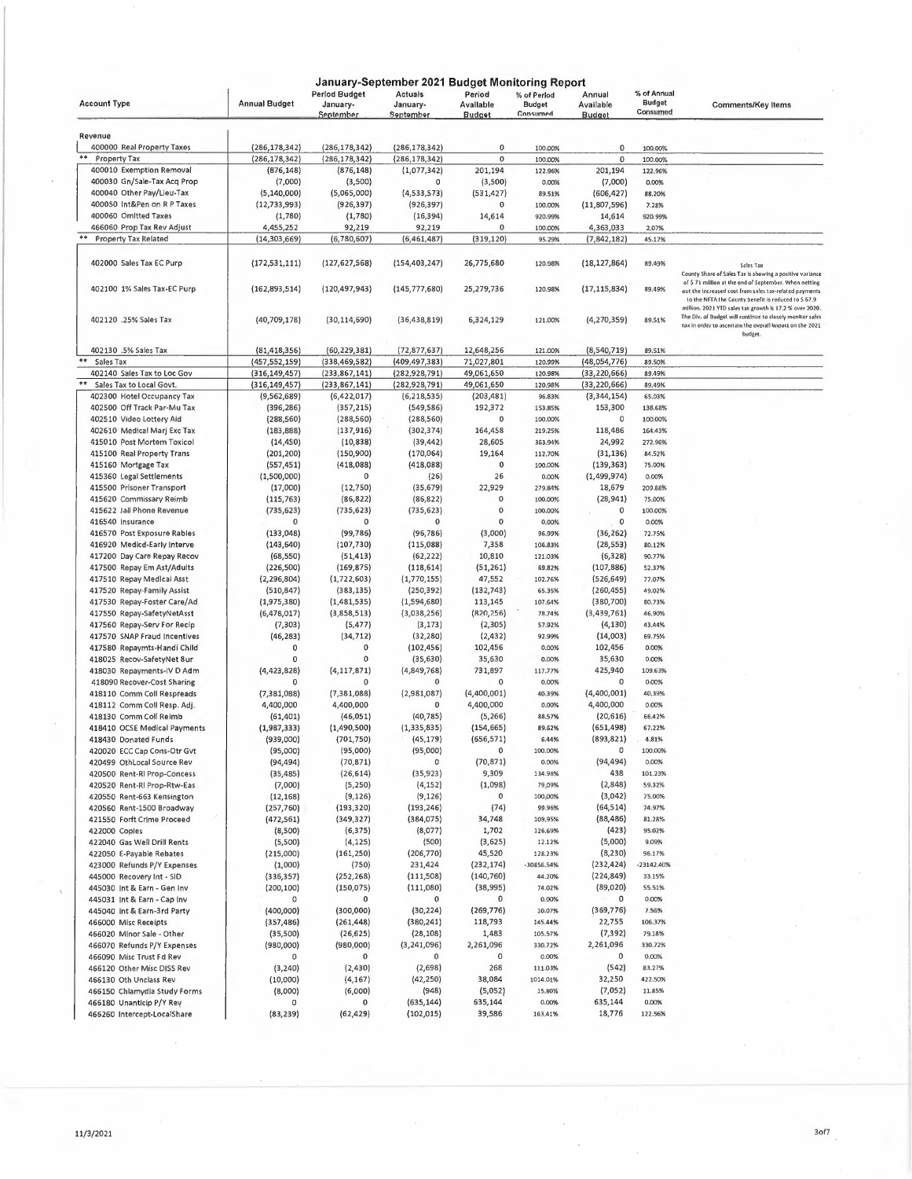# January-September 2021 Budget Monitoring Report

| Account Type | Annual Budget | Period Budget January-September | Actuals January-September | Period Available Budget | % of Period Budget Consumed | Annual Available Budget | % of Annual Budget Consumed | Comments/Key Items |
|---|---|---|---|---|---|---|---|---|
| **Revenue** | | | | | | | | |
| 400000 Real Property Taxes | (286,178,342) | (286,178,342) | (286,178,342) | 0 | 100.00% | 0 | 100.00% | |
| ** Property Tax | (286,178,342) | (286,178,342) | (286,178,342) | 0 | 100.00% | 0 | 100.00% | |
| 400010 Exemption Removal | (876,148) | (876,148) | (1,077,342) | 201,194 | 122.96% | 201,194 | 122.96% | |
| 400030 Gn/Sale-Tax Acq Prop | (7,000) | (3,500) | 0 | (3,500) | 0.00% | (7,000) | 0.00% | |
| 400040 Other Pay/Lieu-Tax | (5,140,000) | (5,065,000) | (4,533,573) | (531,427) | 89.51% | (606,427) | 88.20% | |
| 400050 Int&Pen on R P Taxes | (12,733,993) | (926,397) | (926,397) | 0 | 100.00% | (11,807,596) | 7.28% | |
| 400060 Omitted Taxes | (1,780) | (1,780) | (16,394) | 14,614 | 920.99% | 14,614 | 920.99% | |
| 466060 Prop Tax Rev Adjust | 4,455,252 | 92,219 | 92,219 | 0 | 100.00% | 4,363,033 | 2.07% | |
| ** Property Tax Related | (14,303,669) | (6,780,607) | (6,461,487) | (319,120) | 95.29% | (7,842,182) | 45.17% | |
| 402000 Sales Tax EC Purp | (172,531,111) | (127,627,568) | (154,403,247) | 26,775,680 | 120.98% | (18,127,864) | 89.49% | Sales Tax<br>County Share of Sales Tax is showing a positive variance of $ 71 million at the end of September. When netting out the increased cost from sales tax-related payments to the NFTA the County benefit is reduced to $ 67.9 million. 2021 YTD sales tax growth is 17.2 % over 2020. The Div. of Budget will continue to closely monitor sales tax in order to ascertain the overall impact on the 2021 budget. |
| 402100 1% Sales Tax-EC Purp | (162,893,514) | (120,497,943) | (145,777,680) | 25,279,736 | 120.98% | (17,115,834) | 89.49% | |
| 402120 .25% Sales Tax | (40,709,178) | (30,114,690) | (36,438,819) | 6,324,129 | 121.00% | (4,270,359) | 89.51% | |
| 402130 .5% Sales Tax | (81,418,356) | (60,229,381) | (72,877,637) | 12,648,256 | 121.00% | (8,540,719) | 89.51% | |
| ** Sales Tax | (457,552,159) | (338,469,582) | (409,497,383) | 71,027,801 | 120.99% | (48,054,776) | 89.50% | |
| 402140 Sales Tax to Loc Gov | (316,149,457) | (233,867,141) | (282,928,791) | 49,061,650 | 120.98% | (33,220,666) | 89.49% | |
| ** Sales Tax to Local Govt. | (316,149,457) | (233,867,141) | (282,928,791) | 49,061,650 | 120.98% | (33,220,666) | 89.49% | |
| 402300 Hotel Occupancy Tax | (9,562,689) | (6,422,017) | (6,218,535) | (203,481) | 96.83% | (3,344,154) | 65.03% | |
| 402500 Off Track Par-Mu Tax | (396,286) | (357,215) | (549,586) | 192,372 | 153.85% | 153,300 | 138.68% | |
| 402510 Video Lottery Aid | (288,560) | (288,560) | (288,560) | 0 | 100.00% | 0 | 100.00% | |
| 402610 Medical Marj Exc Tax | (183,888) | (137,916) | (302,374) | 164,458 | 219.25% | 118,486 | 164.43% | |
| 415010 Post Mortem Toxicol | (14,450) | (10,838) | (39,442) | 28,605 | 363.94% | 24,992 | 272.96% | |
| 415100 Real Property Trans | (201,200) | (150,900) | (170,064) | 19,164 | 112.70% | (31,136) | 84.52% | |
| 415160 Mortgage Tax | (557,451) | (418,088) | (418,088) | 0 | 100.00% | (139,363) | 75.00% | |
| 415360 Legal Settlements | (1,500,000) | 0 | (26) | 26 | 0.00% | (1,499,974) | 0.00% | |
| 415500 Prisoner Transport | (17,000) | (12,750) | (35,679) | 22,929 | 279.84% | 18,679 | 209.88% | |
| 415620 Commissary Reimb | (115,763) | (86,822) | (86,822) | 0 | 100.00% | (28,941) | 75.00% | |
| 415622 Jail Phone Revenue | (735,623) | (735,623) | (735,623) | 0 | 100.00% | 0 | 100.00% | |
| 416540 Insurance | 0 | 0 | 0 | 0 | 0.00% | 0 | 0.00% | |
| 416570 Post Exposure Rabies | (133,048) | (99,786) | (96,786) | (3,000) | 96.99% | (36,262) | 72.75% | |
| 416920 Medicd-Early Interve | (143,640) | (107,730) | (115,088) | 7,358 | 106.83% | (28,553) | 80.12% | |
| 417200 Day Care Repay Recov | (68,550) | (51,413) | (62,222) | 10,810 | 121.03% | (6,328) | 90.77% | |
| 417500 Repay Em Ast/Adults | (226,500) | (169,875) | (118,614) | (51,261) | 69.82% | (107,886) | 52.37% | |
| 417510 Repay Medical Asst | (2,296,804) | (1,722,603) | (1,770,155) | 47,552 | 102.76% | (526,649) | 77.07% | |
| 417520 Repay-Family Assist | (510,847) | (383,135) | (250,392) | (132,743) | 65.35% | (260,455) | 49.02% | |
| 417530 Repay-Foster Care/Ad | (1,975,380) | (1,481,535) | (1,594,680) | 113,145 | 107.64% | (380,700) | 80.73% | |
| 417550 Repay-SafetyNetAsst | (6,478,017) | (3,858,513) | (3,038,256) | (820,256) | 78.74% | (3,439,761) | 46.90% | |
| 417560 Repay-Serv For Recip | (7,303) | (5,477) | (3,173) | (2,305) | 57.92% | (4,130) | 43.44% | |
| 417570 SNAP Fraud Incentives | (46,283) | (34,712) | (32,280) | (2,432) | 92.99% | (14,003) | 69.75% | |
| 417580 Repaymts-Handi Child | 0 | 0 | (102,456) | 102,456 | 0.00% | 102,456 | 0.00% | |
| 418025 Recov-SafetyNet Bur | 0 | 0 | (35,630) | 35,630 | 0.00% | 35,630 | 0.00% | |
| 418030 Repayments-IV D Adm | (4,423,828) | (4,117,871) | (4,849,768) | 731,897 | 117.77% | 425,940 | 109.63% | |
| 418090 Recover-Cost Sharing | 0 | 0 | 0 | 0 | 0.00% | 0 | 0.00% | |
| 418110 Comm Coll Respreads | (7,381,088) | (7,381,088) | (2,981,087) | (4,400,001) | 40.39% | (4,400,001) | 40.39% | |
| 418112 Comm Coll Resp. Adj. | 4,400,000 | 4,400,000 | 0 | 4,400,000 | 0.00% | 4,400,000 | 0.00% | |
| 418130 Comm Coll Reimb | (61,401) | (46,051) | (40,785) | (5,266) | 88.57% | (20,616) | 66.42% | |
| 418410 OCSE Medical Payments | (1,987,333) | (1,490,500) | (1,335,835) | (154,665) | 89.62% | (651,498) | 67.22% | |
| 418430 Donated Funds | (939,000) | (701,750) | (45,179) | (656,571) | 6.44% | (893,821) | 4.81% | |
| 420020 ECC Cap Cons-Otr Gvt | (95,000) | (95,000) | (95,000) | 0 | 100.00% | 0 | 100.00% | |
| 420499 OthLocal Source Rev | (94,494) | (70,871) | 0 | (70,871) | 0.00% | (94,494) | 0.00% | |
| 420500 Rent-Rl Prop-Concess | (35,485) | (26,614) | (35,923) | 9,309 | 134.98% | 438 | 101.23% | |
| 420520 Rent-Rl Prop-Rtw-Eas | (7,000) | (5,250) | (4,152) | (1,098) | 79.09% | (2,848) | 59.32% | |
| 420550 Rent-663 Kensington | (12,168) | (9,126) | (9,126) | 0 | 100.00% | (3,042) | 75.00% | |
| 420560 Rent-1500 Broadway | (257,760) | (193,320) | (193,246) | (74) | 99.96% | (64,514) | 74.97% | |
| 421550 Forft Crime Proceed | (472,561) | (349,327) | (384,075) | 34,748 | 109.95% | (88,486) | 81.28% | |
| 422000 Copies | (8,500) | (6,375) | (8,077) | 1,702 | 126.69% | (423) | 95.02% | |
| 422040 Gas Well Drill Rents | (5,500) | (4,125) | (500) | (3,625) | 12.12% | (5,000) | 9.09% | |
| 422050 E-Payable Rebates | (215,000) | (161,250) | (206,770) | 45,520 | 128.23% | (8,230) | 96.17% | |
| 423000 Refunds P/Y Expenses | (1,000) | (750) | 231,424 | (232,174) | -30856.54% | (232,424) | -23142.40% | |
| 445000 Recovery Int - SID | (336,357) | (252,268) | (111,508) | (140,760) | 44.20% | (224,849) | 33.15% | |
| 445030 Int & Earn - Gen Inv | (200,100) | (150,075) | (111,080) | (38,995) | 74.02% | (89,020) | 55.51% | |
| 445031 Int & Earn - Cap Inv | 0 | 0 | 0 | 0 | 0.00% | 0 | 0.00% | |
| 445040 Int & Earn-3rd Party | (400,000) | (300,000) | (30,224) | (269,776) | 10.07% | (369,776) | 7.56% | |
| 466000 Misc Receipts | (357,486) | (261,448) | (380,241) | 118,793 | 145.44% | 22,755 | 106.37% | |
| 466020 Minor Sale - Other | (35,500) | (26,625) | (28,108) | 1,483 | 105.57% | (7,392) | 79.18% | |
| 466070 Refunds P/Y Expenses | (980,000) | (980,000) | (3,241,096) | 2,261,096 | 330.72% | 2,261,096 | 330.72% | |
| 466090 Misc Trust Fd Rev | 0 | 0 | 0 | 0 | 0.00% | 0 | 0.00% | |
| 466120 Other Misc DISS Rev | (3,240) | (2,430) | (2,698) | 268 | 111.03% | (542) | 83.27% | |
| 466130 Oth Unclass Rev | (10,000) | (4,167) | (42,250) | 38,084 | 1014.01% | 32,250 | 422.50% | |
| 466150 Chlamydia Study Forms | (8,000) | (6,000) | (948) | (5,052) | 15.80% | (7,052) | 11.85% | |
| 466180 Unanticip P/Y Rev | 0 | 0 | (635,144) | 635,144 | 0.00% | 635,144 | 0.00% | |
| 466260 Intercept-LocalShare | (83,239) | (62,429) | (102,015) | 39,586 | 163.41% | 18,776 | 122.56% | |

11/3/2021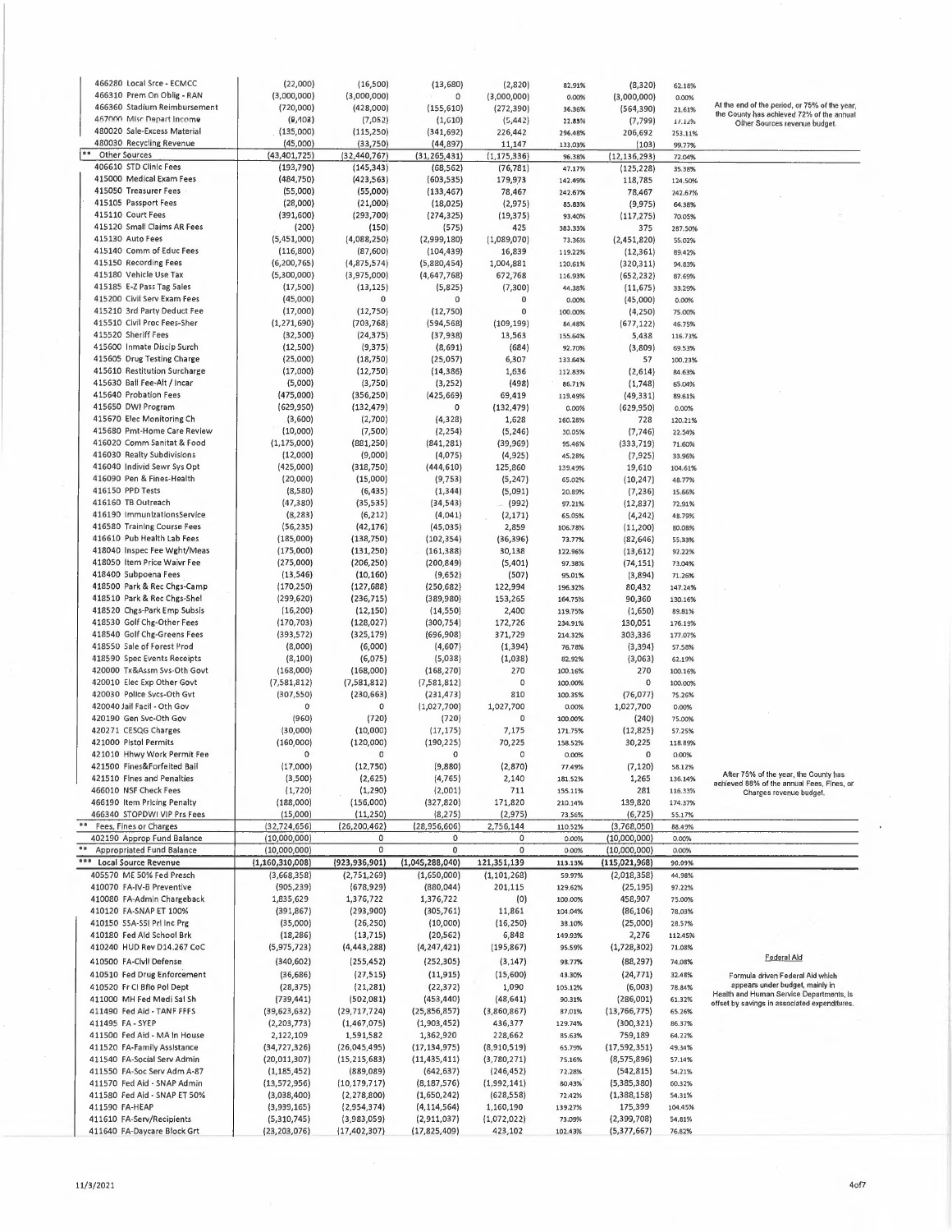| Account | Col 1 | Col 2 | Col 3 | Col 4 | Col 5 | Col 6 | Col 7 | Notes |
|---|---|---|---|---|---|---|---|---|
| 466280 Local Srce - ECMCC | (22,000) | (16,500) | (13,680) | (2,820) | 82.91% | (8,320) | 62.18% | |
| 466310 Prem On Oblig - RAN | (3,000,000) | (3,000,000) | 0 | (3,000,000) | 0.00% | (3,000,000) | 0.00% | |
| 466360 Stadium Reimbursement | (720,000) | (428,000) | (155,610) | (272,390) | 36.36% | (564,390) | 21.61% | At the end of the period, or 75% of the year, the County has achieved 72% of the annual Other Sources revenue budget. |
| 467000 Misc Depart Income | (9,403) | (7,052) | (1,610) | (5,442) | 22.83% | (7,799) | 17.12% | |
| 480020 Sale-Excess Material | (135,000) | (115,250) | (341,692) | 226,442 | 296.48% | 206,692 | 253.11% | |
| 480030 Recycling Revenue | (45,000) | (33,750) | (44,897) | 11,147 | 133.03% | (103) | 99.77% | |
| ** Other Sources | (43,401,725) | (32,440,767) | (31,265,431) | (1,175,336) | 96.38% | (12,136,293) | 72.04% | |
| 406610 STD Clinic Fees | (193,790) | (145,343) | (68,562) | (76,781) | 47.17% | (125,228) | 35.38% | |
| 415000 Medical Exam Fees | (484,750) | (423,563) | (603,535) | 179,973 | 142.49% | 118,785 | 124.50% | |
| 415050 Treasurer Fees | (55,000) | (55,000) | (133,467) | 78,467 | 242.67% | 78,467 | 242.67% | |
| 415105 Passport Fees | (28,000) | (21,000) | (18,025) | (2,975) | 85.83% | (9,975) | 64.38% | |
| 415110 Court Fees | (391,600) | (293,700) | (274,325) | (19,375) | 93.40% | (117,275) | 70.05% | |
| 415120 Small Claims AR Fees | (200) | (150) | (575) | 425 | 383.33% | 375 | 287.50% | |
| 415130 Auto Fees | (5,451,000) | (4,088,250) | (2,999,180) | (1,089,070) | 73.36% | (2,451,820) | 55.02% | |
| 415140 Comm of Educ Fees | (116,800) | (87,600) | (104,439) | 16,839 | 119.22% | (12,361) | 89.42% | |
| 415150 Recording Fees | (6,200,765) | (4,875,574) | (5,880,454) | 1,004,881 | 120.61% | (320,311) | 94.83% | |
| 415180 Vehicle Use Tax | (5,300,000) | (3,975,000) | (4,647,768) | 672,768 | 116.93% | (652,232) | 87.69% | |
| 415185 E-Z Pass Tag Sales | (17,500) | (13,125) | (5,825) | (7,300) | 44.38% | (11,675) | 33.29% | |
| 415200 Civil Serv Exam Fees | (45,000) | 0 | 0 | 0 | 0.00% | (45,000) | 0.00% | |
| 415210 3rd Party Deduct Fee | (17,000) | (12,750) | (12,750) | 0 | 100.00% | (4,250) | 75.00% | |
| 415510 Civil Proc Fees-Sher | (1,271,690) | (703,768) | (594,568) | (109,199) | 84.48% | (677,122) | 46.75% | |
| 415520 Sheriff Fees | (32,500) | (24,375) | (37,938) | 13,563 | 155.64% | 5,438 | 116.73% | |
| 415600 Inmate Discip Surch | (12,500) | (9,375) | (8,691) | (684) | 92.70% | (3,809) | 69.53% | |
| 415605 Drug Testing Charge | (25,000) | (18,750) | (25,057) | 6,307 | 133.64% | 57 | 100.23% | |
| 415610 Restitution Surcharge | (17,000) | (12,750) | (14,386) | 1,636 | 112.83% | (2,614) | 84.63% | |
| 415630 Bail Fee-Alt / Incar | (5,000) | (3,750) | (3,252) | (498) | 86.71% | (1,748) | 65.04% | |
| 415640 Probation Fees | (475,000) | (356,250) | (425,669) | 69,419 | 119.49% | (49,331) | 89.61% | |
| 415650 DWI Program | (629,950) | (132,479) | 0 | (132,479) | 0.00% | (629,950) | 0.00% | |
| 415670 Elec Monitoring Ch | (3,600) | (2,700) | (4,328) | 1,628 | 160.28% | 728 | 120.21% | |
| 415680 Pmt-Home Care Review | (10,000) | (7,500) | (2,254) | (5,246) | 30.05% | (7,746) | 22.54% | |
| 416020 Comm Sanitat & Food | (1,175,000) | (881,250) | (841,281) | (39,969) | 95.46% | (333,719) | 71.60% | |
| 416030 Realty Subdivisions | (12,000) | (9,000) | (4,075) | (4,925) | 45.28% | (7,925) | 33.96% | |
| 416040 Individ Sewr Sys Opt | (425,000) | (318,750) | (444,610) | 125,860 | 139.49% | 19,610 | 104.61% | |
| 416090 Pen & Fines-Health | (20,000) | (15,000) | (9,753) | (5,247) | 65.02% | (10,247) | 48.77% | |
| 416150 PPD Tests | (8,580) | (6,435) | (1,344) | (5,091) | 20.89% | (7,236) | 15.66% | |
| 416160 TB Outreach | (47,380) | (35,535) | (34,543) | (992) | 97.21% | (12,837) | 72.91% | |
| 416190 ImmunizationsService | (8,283) | (6,212) | (4,041) | (2,171) | 65.05% | (4,242) | 48.79% | |
| 416580 Training Course Fees | (56,235) | (42,176) | (45,035) | 2,859 | 106.78% | (11,200) | 80.08% | |
| 416610 Pub Health Lab Fees | (185,000) | (138,750) | (102,354) | (36,396) | 73.77% | (82,646) | 55.33% | |
| 418040 Inspec Fee Wght/Meas | (175,000) | (131,250) | (161,388) | 30,138 | 122.96% | (13,612) | 92.22% | |
| 418050 Item Price Waivr Fee | (275,000) | (206,250) | (200,849) | (5,401) | 97.38% | (74,151) | 73.04% | |
| 418400 Subpoena Fees | (13,546) | (10,160) | (9,652) | (507) | 95.01% | (3,894) | 71.26% | |
| 418500 Park & Rec Chgs-Camp | (170,250) | (127,688) | (250,682) | 122,994 | 196.32% | 80,432 | 147.24% | |
| 418510 Park & Rec Chgs-Shel | (299,620) | (236,715) | (389,980) | 153,265 | 164.75% | 90,360 | 130.16% | |
| 418520 Chgs-Park Emp Subsis | (16,200) | (12,150) | (14,550) | 2,400 | 119.75% | (1,650) | 89.81% | |
| 418530 Golf Chg-Other Fees | (170,703) | (128,027) | (300,754) | 172,726 | 234.91% | 130,051 | 176.19% | |
| 418540 Golf Chg-Greens Fees | (393,572) | (325,179) | (696,908) | 371,729 | 214.32% | 303,336 | 177.07% | |
| 418550 Sale of Forest Prod | (8,000) | (6,000) | (4,607) | (1,394) | 76.78% | (3,394) | 57.58% | |
| 418590 Spec Events Receipts | (8,100) | (6,075) | (5,038) | (1,038) | 82.92% | (3,063) | 62.19% | |
| 420000 Tx&Assm Svs-Oth Govt | (168,000) | (168,000) | (168,270) | 270 | 100.16% | 270 | 100.16% | |
| 420010 Elec Exp Other Govt | (7,581,812) | (7,581,812) | (7,581,812) | 0 | 100.00% | 0 | 100.00% | |
| 420030 Police Svcs-Oth Gvt | (307,550) | (230,663) | (231,473) | 810 | 100.35% | (76,077) | 75.26% | |
| 420040 Jail Facil - Oth Gov | 0 | 0 | (1,027,700) | 1,027,700 | 0.00% | 1,027,700 | 0.00% | |
| 420190 Gen Svc-Oth Gov | (960) | (720) | (720) | 0 | 100.00% | (240) | 75.00% | |
| 420271 CESQG Charges | (30,000) | (10,000) | (17,175) | 7,175 | 171.75% | (12,825) | 57.25% | |
| 421000 Pistol Permits | (160,000) | (120,000) | (190,225) | 70,225 | 158.52% | 30,225 | 118.89% | |
| 421010 Hhwy Work Permit Fee | 0 | 0 | 0 | 0 | 0.00% | 0 | 0.00% | |
| 421500 Fines&Forfeited Bail | (17,000) | (12,750) | (9,880) | (2,870) | 77.49% | (7,120) | 58.12% | |
| 421510 Fines and Penalties | (3,500) | (2,625) | (4,765) | 2,140 | 181.52% | 1,265 | 136.14% | After 75% of the year, the County has achieved 88% of the annual Fees, Fines, or Charges revenue budget. |
| 466010 NSF Check Fees | (1,720) | (1,290) | (2,001) | 711 | 155.11% | 281 | 116.33% | |
| 466190 Item Pricing Penalty | (188,000) | (156,000) | (327,820) | 171,820 | 210.14% | 139,820 | 174.37% | |
| 466340 STOPDWI VIP Prs Fees | (15,000) | (11,250) | (8,275) | (2,975) | 73.56% | (6,725) | 55.17% | |
| ** Fees, Fines or Charges | (32,724,656) | (26,200,462) | (28,956,606) | 2,756,144 | 110.52% | (3,768,050) | 88.49% | |
| 402190 Approp Fund Balance | (10,000,000) | 0 | 0 | 0 | 0.00% | (10,000,000) | 0.00% | |
| ** Appropriated Fund Balance | (10,000,000) | 0 | 0 | 0 | 0.00% | (10,000,000) | 0.00% | |
| *** Local Source Revenue | (1,160,310,008) | (923,936,901) | (1,045,288,040) | 121,351,139 | 113.13% | (115,021,968) | 90.09% | |
| 405570 ME 50% Fed Presch | (3,668,358) | (2,751,269) | (1,650,000) | (1,101,268) | 59.97% | (2,018,358) | 44.98% | |
| 410070 FA-IV-B Preventive | (905,239) | (678,929) | (880,044) | 201,115 | 129.62% | (25,195) | 97.22% | |
| 410080 FA-Admin Chargeback | 1,835,629 | 1,376,722 | 1,376,722 | (0) | 100.00% | 458,907 | 75.00% | |
| 410120 FA-SNAP ET 100% | (391,867) | (293,900) | (305,761) | 11,861 | 104.04% | (86,106) | 78.03% | |
| 410150 SSA-SSI Pri Inc Prg | (35,000) | (26,250) | (10,000) | (16,250) | 38.10% | (25,000) | 28.57% | |
| 410180 Fed Aid School Brk | (18,286) | (13,715) | (20,562) | 6,848 | 149.93% | 2,276 | 112.45% | |
| 410240 HUD Rev D14.267 CoC | (5,975,723) | (4,443,288) | (4,247,421) | (195,867) | 95.59% | (1,728,302) | 71.08% | |
| 410500 FA-Civil Defense | (340,602) | (255,452) | (252,305) | (3,147) | 98.77% | (88,297) | 74.08% | Federal Aid |
| 410510 Fed Drug Enforcement | (36,686) | (27,515) | (11,915) | (15,600) | 43.30% | (24,771) | 32.48% | Formula driven Federal Aid which appears under budget, mainly in Health and Human Service Departments, is offset by savings in associated expenditures. |
| 410520 Fr Cl Bfio Pol Dept | (28,375) | (21,281) | (22,372) | 1,090 | 105.12% | (6,003) | 78.84% | |
| 411000 MH Fed Medi Sal Sh | (739,441) | (502,081) | (453,440) | (48,641) | 90.31% | (286,001) | 61.32% | |
| 411490 Fed Aid - TANF FFFS | (39,623,632) | (29,717,724) | (25,856,857) | (3,860,867) | 87.01% | (13,766,775) | 65.26% | |
| 411495 FA - SYEP | (2,203,773) | (1,467,075) | (1,903,452) | 436,377 | 129.74% | (300,321) | 86.37% | |
| 411500 Fed Aid - MA In House | 2,122,109 | 1,591,582 | 1,362,920 | 228,662 | 85.63% | 759,189 | 64.22% | |
| 411520 FA-Family Assistance | (34,727,326) | (26,045,495) | (17,134,975) | (8,910,519) | 65.79% | (17,592,351) | 49.34% | |
| 411540 FA-Social Serv Admin | (20,011,307) | (15,215,683) | (11,435,411) | (3,780,271) | 75.16% | (8,575,896) | 57.14% | |
| 411550 FA-Soc Serv Adm A-87 | (1,185,452) | (889,089) | (642,637) | (246,452) | 72.28% | (542,815) | 54.21% | |
| 411570 Fed Aid - SNAP Admin | (13,572,956) | (10,179,717) | (8,187,576) | (1,992,141) | 80.43% | (5,385,380) | 60.32% | |
| 411580 Fed Aid - SNAP ET 50% | (3,038,400) | (2,278,800) | (1,650,242) | (628,558) | 72.42% | (1,388,158) | 54.31% | |
| 411590 FA-HEAP | (3,939,165) | (2,954,374) | (4,114,564) | 1,160,190 | 139.27% | 175,399 | 104.45% | |
| 411610 FA-Serv/Recipients | (5,310,745) | (3,983,059) | (2,911,037) | (1,072,022) | 73.09% | (2,399,708) | 54.81% | |
| 411640 FA-Daycare Block Grt | (23,203,076) | (17,402,307) | (17,825,409) | 423,102 | 102.43% | (5,377,667) | 76.82% | |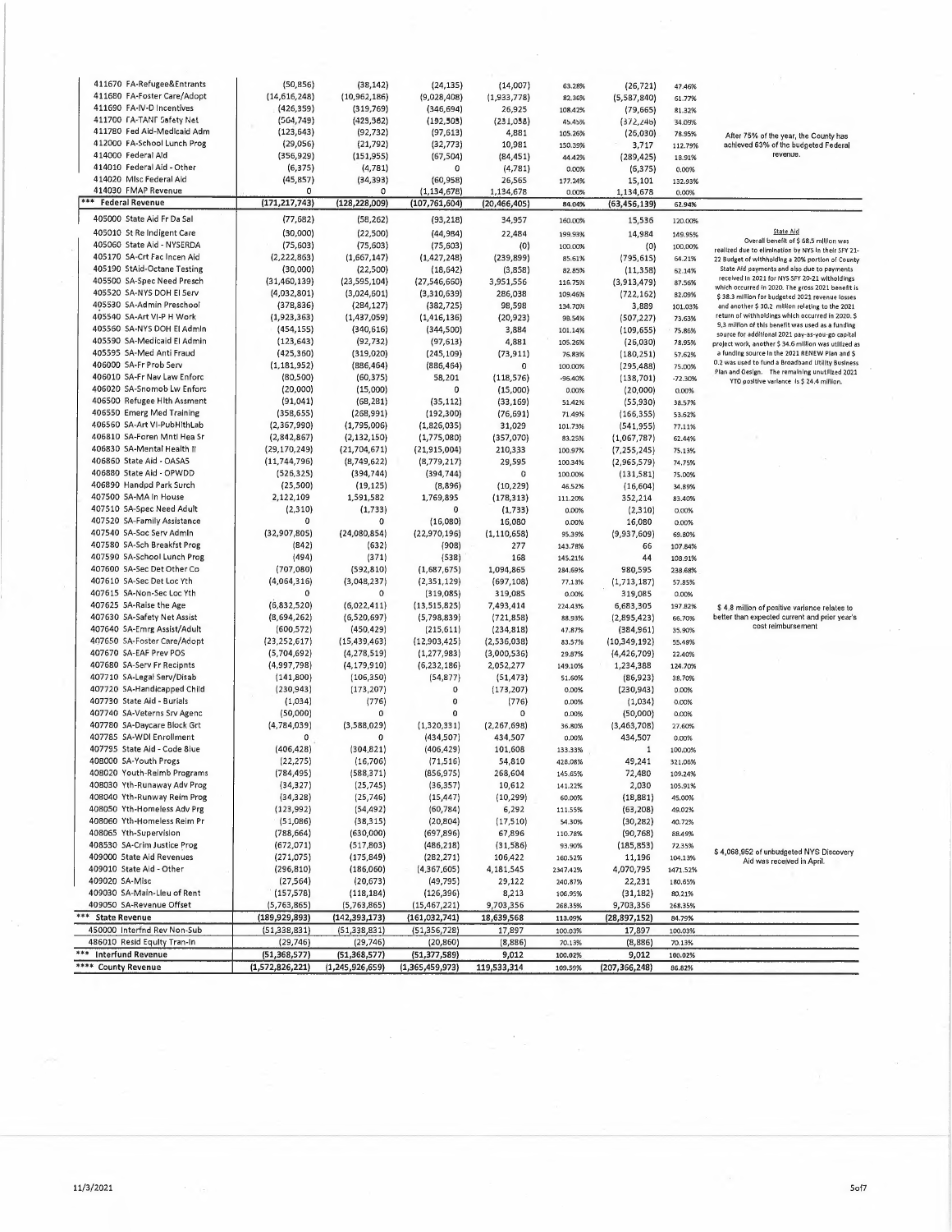| Account | | | | | | | | | Notes |
|---|---|---|---|---|---|---|---|---|---|
| 411670 FA-Refugee&Entrants | (50,856) | (38,142) | (24,135) | (14,007) | 63.28% | (26,721) | 47.46% | | |
| 411680 FA-Foster Care/Adopt | (14,616,248) | (10,962,186) | (9,028,408) | (1,933,778) | 82.36% | (5,587,840) | 61.77% | | |
| 411690 FA-IV-D Incentives | (426,359) | (319,769) | (346,694) | 26,925 | 108.42% | (79,665) | 81.32% | | |
| 411700 FA-TANF Safety Net | (564,749) | (423,562) | (192,503) | (231,058) | 45.45% | (372,246) | 34.09% | | |
| 411780 Fed Aid-Medicaid Adm | (123,643) | (92,732) | (97,613) | 4,881 | 105.26% | (26,030) | 78.95% | | After 75% of the year, the County has achieved 63% of the budgeted Federal revenue. |
| 412000 FA-School Lunch Prog | (29,056) | (21,792) | (32,773) | 10,981 | 150.39% | 3,717 | 112.79% | | |
| 414000 Federal Aid | (356,929) | (151,955) | (67,504) | (84,451) | 44.42% | (289,425) | 18.91% | | |
| 414010 Federal Aid - Other | (6,375) | (4,781) | 0 | (4,781) | 0.00% | (6,375) | 0.00% | | |
| 414020 Misc Federal Aid | (45,857) | (34,393) | (60,958) | 26,565 | 177.24% | 15,101 | 132.93% | | |
| 414030 FMAP Revenue | 0 | 0 | (1,134,678) | 1,134,678 | 0.00% | 1,134,678 | 0.00% | | |
| *** Federal Revenue | (171,217,743) | (128,228,009) | (107,761,604) | (20,466,405) | 84.04% | (63,456,139) | 62.94% | | |
| 405000 State Aid Fr Da Sal | (77,682) | (58,262) | (93,218) | 34,957 | 160.00% | 15,536 | 120.00% | | |
| 405010 St Re Indigent Care | (30,000) | (22,500) | (44,984) | 22,484 | 199.93% | 14,984 | 149.95% | | State Aid: Overall benefit of $ 68.5 million was realized due to elimination by NYS in their SFY 21-22 Budget of withholding a 20% portion of County State Aid payments and also due to payments received in 2021 for NYS SFY 20-21 withholdings which occurred in 2020. The gross 2021 benefit is $ 38.3 million for budgeted 2021 revenue losses and another $ 30.2 million relating to the 2021 return of withholdings which occurred in 2020. $ 9.3 million of this benefit was used as a funding source for additional 2021 pay-as-you-go capital project work, another $ 34.6 million was utilized as a funding source in the 2021 RENEW Plan and $ 0.2 was used to fund a Broadband Utility Business Plan and Design. The remaining unutilized 2021 YTD positive variance is $ 24.4 million. |
| 405060 State Aid - NYSERDA | (75,603) | (75,603) | (75,603) | (0) | 100.00% | (0) | 100.00% | | |
| 405170 SA-Crt Fac Incen Aid | (2,222,863) | (1,667,147) | (1,427,248) | (239,899) | 85.61% | (795,615) | 64.21% | | |
| 405190 StAid-Octane Testing | (30,000) | (22,500) | (18,642) | (3,858) | 82.85% | (11,358) | 62.14% | | |
| 405500 SA-Spec Need Presch | (31,460,139) | (23,595,104) | (27,546,660) | 3,951,556 | 116.75% | (3,913,479) | 87.56% | | |
| 405520 SA-NYS DOH EI Serv | (4,032,801) | (3,024,601) | (3,310,639) | 286,038 | 109.46% | (722,162) | 82.09% | | |
| 405530 SA-Admin Preschool | (378,836) | (284,127) | (382,725) | 98,598 | 134.70% | 3,889 | 101.03% | | |
| 405540 SA-Art VI-P H Work | (1,923,363) | (1,437,059) | (1,416,136) | (20,923) | 98.54% | (507,227) | 73.63% | | |
| 405560 SA-NYS DOH EI Admin | (454,155) | (340,616) | (344,500) | 3,884 | 101.14% | (109,655) | 75.86% | | |
| 405590 SA-Medicaid EI Admin | (123,643) | (92,732) | (97,613) | 4,881 | 105.26% | (26,030) | 78.95% | | |
| 405595 SA-Med Anti Fraud | (425,360) | (319,020) | (245,109) | (73,911) | 76.83% | (180,251) | 57.62% | | |
| 406000 SA-Fr Prob Serv | (1,181,952) | (886,464) | (886,464) | 0 | 100.00% | (295,488) | 75.00% | | |
| 406010 SA-Fr Nav Law Enforc | (80,500) | (60,375) | 58,201 | (118,576) | -96.40% | (138,701) | -72.30% | | |
| 406020 SA-Snomob Lw Enforc | (20,000) | (15,000) | 0 | (15,000) | 0.00% | (20,000) | 0.00% | | |
| 406500 Refugee Hlth Assment | (91,041) | (68,281) | (35,112) | (33,169) | 51.42% | (55,930) | 38.57% | | |
| 406550 Emerg Med Training | (358,655) | (268,991) | (192,300) | (76,691) | 71.49% | (166,355) | 53.62% | | |
| 406560 SA-Art VI-PubHlthLab | (2,367,990) | (1,795,006) | (1,826,035) | 31,029 | 101.73% | (541,955) | 77.11% | | |
| 406810 SA-Foren Mntl Hea Sr | (2,842,867) | (2,132,150) | (1,775,080) | (357,070) | 83.25% | (1,067,787) | 62.44% | | |
| 406830 SA-Mental Health II | (29,170,249) | (21,704,671) | (21,915,004) | 210,333 | 100.97% | (7,255,245) | 75.13% | | |
| 406860 State Aid - OASAS | (11,744,796) | (8,749,622) | (8,779,217) | 29,595 | 100.34% | (2,965,579) | 74.75% | | |
| 406880 State Aid - OPWDD | (526,325) | (394,744) | (394,744) | 0 | 100.00% | (131,581) | 75.00% | | |
| 406890 Handipd Park Surch | (25,500) | (19,125) | (8,896) | (10,229) | 46.52% | (16,604) | 34.89% | | |
| 407500 SA-MA In House | 2,122,109 | 1,591,582 | 1,769,895 | (178,313) | 111.20% | 352,214 | 83.40% | | |
| 407510 SA-Spec Need Adult | (2,310) | (1,733) | 0 | (1,733) | 0.00% | (2,310) | 0.00% | | |
| 407520 SA-Family Assistance | 0 | 0 | (16,080) | 16,080 | 0.00% | 16,080 | 0.00% | | |
| 407540 SA-Soc Serv Admin | (32,907,805) | (24,080,854) | (22,970,196) | (1,110,658) | 95.39% | (9,937,609) | 69.80% | | |
| 407580 SA-Sch Breakfst Prog | (842) | (632) | (908) | 277 | 143.78% | 66 | 107.84% | | |
| 407590 SA-School Lunch Prog | (494) | (371) | (538) | 168 | 145.21% | 44 | 108.91% | | |
| 407600 SA-Sec Det Other Co | (707,080) | (592,810) | (1,687,675) | 1,094,865 | 284.69% | 980,595 | 238.68% | | |
| 407610 SA-Sec Det Loc Yth | (4,064,316) | (3,048,237) | (2,351,129) | (697,108) | 77.13% | (1,713,187) | 57.85% | | |
| 407615 SA-Non-Sec Loc Yth | 0 | 0 | (319,085) | 319,085 | 0.00% | 319,085 | 0.00% | | |
| 407625 SA-Raise the Age | (6,832,520) | (6,022,411) | (13,515,825) | 7,493,414 | 224.43% | 6,683,305 | 197.82% | | $ 4.8 million of positive variance relates to better than expected current and prior year's cost reimbursement |
| 407630 SA-Safety Net Assist | (8,694,262) | (6,520,697) | (5,798,839) | (721,858) | 88.93% | (2,895,423) | 66.70% | | |
| 407640 SA-Emrg Assist/Adult | (600,572) | (450,429) | (215,611) | (234,818) | 47.87% | (384,961) | 35.90% | | |
| 407650 SA-Foster Care/Adopt | (23,252,617) | (15,439,463) | (12,903,425) | (2,536,038) | 83.57% | (10,349,192) | 55.49% | | |
| 407670 SA-EAF Prev POS | (5,704,692) | (4,278,519) | (1,277,983) | (3,000,536) | 29.87% | (4,426,709) | 22.40% | | |
| 407680 SA-Serv Fr Recipnts | (4,997,798) | (4,179,910) | (6,232,186) | 2,052,277 | 149.10% | 1,234,388 | 124.70% | | |
| 407710 SA-Legal Serv/Disab | (141,800) | (106,350) | (54,877) | (51,473) | 51.60% | (86,923) | 38.70% | | |
| 407720 SA-Handicapped Child | (230,943) | (173,207) | 0 | (173,207) | 0.00% | (230,943) | 0.00% | | |
| 407730 State Aid - Burials | (1,034) | (776) | 0 | (776) | 0.00% | (1,034) | 0.00% | | |
| 407740 SA-Veterns Srv Agenc | (50,000) | 0 | 0 | 0 | 0.00% | (50,000) | 0.00% | | |
| 407780 SA-Daycare Block Grt | (4,784,039) | (3,588,029) | (1,320,331) | (2,267,698) | 36.80% | (3,463,708) | 27.60% | | |
| 407785 SA-WDI Enrollment | 0 | 0 | (434,507) | 434,507 | 0.00% | 434,507 | 0.00% | | |
| 407795 State Aid - Code Blue | (406,428) | (304,821) | (406,429) | 101,608 | 133.33% | 1 | 100.00% | | |
| 408000 SA-Youth Progs | (22,275) | (16,706) | (71,516) | 54,810 | 428.08% | 49,241 | 321.06% | | |
| 408020 Youth-Reimb Programs | (784,495) | (588,371) | (856,975) | 268,604 | 145.65% | 72,480 | 109.24% | | |
| 408030 Yth-Runaway Adv Prog | (34,327) | (25,745) | (36,357) | 10,612 | 141.22% | 2,030 | 105.91% | | |
| 408040 Yth-Runaway Reim Prog | (34,328) | (25,746) | (15,447) | (10,299) | 60.00% | (18,881) | 45.00% | | |
| 408050 Yth-Homeless Adv Prg | (123,992) | (54,492) | (60,784) | 6,292 | 111.55% | (63,208) | 49.02% | | |
| 408060 Yth-Homeless Reim Pr | (51,086) | (38,315) | (20,804) | (17,510) | 54.30% | (30,282) | 40.72% | | |
| 408065 Yth-Supervision | (788,664) | (630,000) | (697,896) | 67,896 | 110.78% | (90,768) | 88.49% | | |
| 408530 SA-Crim Justice Prog | (672,071) | (517,803) | (486,218) | (31,586) | 93.90% | (185,853) | 72.35% | | |
| 409000 State Aid Revenues | (271,075) | (175,849) | (282,271) | 106,422 | 160.52% | 11,196 | 104.13% | | $ 4,068,952 of unbudgeted NYS Discovery Aid was received in April. |
| 409010 State Aid - Other | (296,810) | (186,060) | (4,367,605) | 4,181,545 | 2347.42% | 4,070,795 | 1471.52% | | |
| 409020 SA-Misc | (27,564) | (20,673) | (49,795) | 29,122 | 240.87% | 22,231 | 180.65% | | |
| 409030 SA-Main-Lieu of Rent | (157,578) | (118,184) | (126,396) | 8,213 | 106.95% | (31,182) | 80.21% | | |
| 409050 SA-Revenue Offset | (5,763,865) | (5,763,865) | (15,467,221) | 9,703,356 | 268.35% | 9,703,356 | 268.35% | | |
| *** State Revenue | (189,929,893) | (142,393,173) | (161,032,741) | 18,639,568 | 113.09% | (28,897,152) | 84.79% | | |
| 450000 Interfnd Rev Non-Sub | (51,338,831) | (51,338,831) | (51,356,728) | 17,897 | 100.03% | 17,897 | 100.03% | | |
| 486010 Resid Equity Tran-In | (29,746) | (29,746) | (20,860) | (8,886) | 70.13% | (8,886) | 70.13% | | |
| *** Interfund Revenue | (51,368,577) | (51,368,577) | (51,377,589) | 9,012 | 100.02% | 9,012 | 100.02% | | |
| **** County Revenue | (1,572,826,221) | (1,245,926,659) | (1,365,459,973) | 119,533,314 | 109.59% | (207,366,248) | 86.82% | | |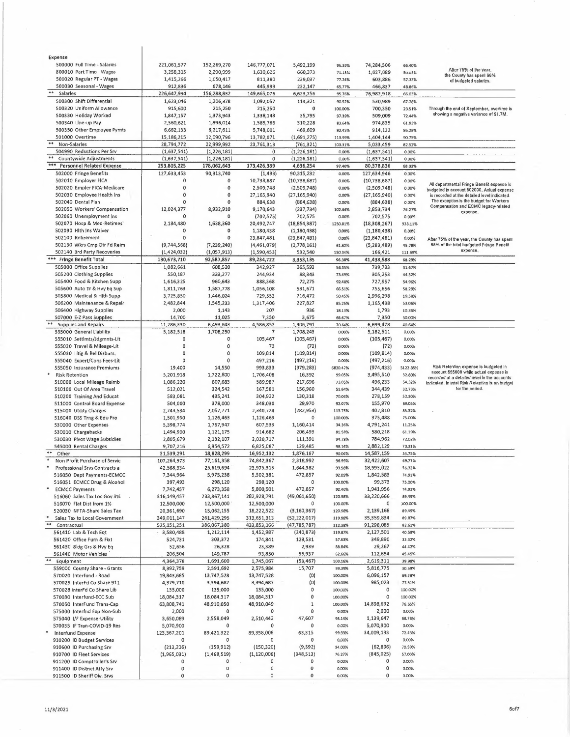| Expense | | | | | | | | | |
|---|---|---|---|---|---|---|---|---|---|
| 500000 Full Time - Salaries | 221,061,577 | 152,269,270 | 146,777,071 | 5,492,199 | 96.39% | 74,284,506 | 66.40% | After 75% of the year, the County has spent 66% of budgeted salaries. |
| 500010 Part Time - Wages | 3,258,315 | 2,290,999 | 1,630,626 | 660,373 | 71.18% | 1,627,689 | 50.05% | |
| 500020 Regular PT - Wages | 1,415,266 | 1,050,417 | 811,380 | 239,037 | 77.24% | 603,886 | 57.33% | |
| 500030 Seasonal - Wages | 912,836 | 678,146 | 445,999 | 232,147 | 65.77% | 466,837 | 48.86% | |
| ** Salaries | 226,647,994 | 156,288,832 | 149,665,076 | 6,623,756 | 95.76% | 76,982,918 | 66.03% | |
| 500300 Shift Differential | 1,623,046 | 1,206,378 | 1,092,057 | 114,321 | 90.52% | 530,989 | 67.28% | |
| 500320 Uniform Allowance | 915,600 | 215,250 | 215,250 | 0 | 100.00% | 700,350 | 23.51% | Through the end of September, overtime is showing a negative variance of $1.7M. |
| 500330 Holiday Worked | 1,847,157 | 1,373,943 | 1,338,148 | 35,795 | 97.39% | 509,009 | 72.44% | |
| 500340 Line-up Pay | 2,560,621 | 1,896,014 | 1,585,786 | 310,228 | 83.64% | 974,835 | 61.93% | |
| 500350 Other Employee Pymts | 6,662,133 | 6,217,611 | 5,748,001 | 469,609 | 92.45% | 914,132 | 86.28% | |
| 501000 Overtime | 15,186,215 | 12,090,796 | 13,782,071 | (1,691,275) | 113.99% | 1,404,144 | 90.75% | |
| ** Non-Salaries | 28,794,772 | 22,999,992 | 23,761,313 | (761,321) | 103.31% | 5,033,459 | 82.52% | |
| 504990 Reductions Per Srv | (1,637,541) | (1,226,181) | 0 | (1,226,181) | 0.00% | (1,637,541) | 0.00% | |
| ** Countywide Adjustments | (1,637,541) | (1,226,181) | 0 | (1,226,181) | 0.00% | (1,637,541) | 0.00% | |
| *** Personnel Related Expense | 253,805,225 | 178,062,643 | 173,426,389 | 4,636,254 | 97.40% | 80,378,836 | 68.33% | |
| 502000 Fringe Benefits | 127,633,453 | 90,313,740 | (1,493) | 90,315,232 | 0.00% | 127,634,946 | 0.00% | All departmental Fringe Benefit expense is budgeted in account 502000. Actual expense is recorded at the detailed level indicated. The exception is the budget for Workers Compensation and ECMC legacy-related expense. |
| 502010 Employer FICA | 0 | 0 | 10,738,687 | (10,738,687) | 0.00% | (10,738,687) | 0.00% | |
| 502020 Empler FICA-Medicare | 0 | 0 | 2,509,748 | (2,509,748) | 0.00% | (2,509,748) | 0.00% | |
| 502030 Employee Health Ins | 0 | 0 | 27,165,940 | (27,165,940) | 0.00% | (27,165,940) | 0.00% | |
| 502040 Dental Plan | 0 | 0 | 884,638 | (884,638) | 0.00% | (884,638) | 0.00% | |
| 502050 Workers' Compensation | 12,024,377 | 8,932,910 | 9,170,643 | (237,734) | 102.66% | 2,853,734 | 76.27% | |
| 502060 Unemployment Ins | 0 | 0 | (702,575) | 702,575 | 0.00% | 702,575 | 0.00% | |
| 502070 Hosp & Med-Retirees' | 2,184,480 | 1,638,360 | 20,492,747 | (18,854,387) | 1250.81% | (18,308,267) | 938.11% | |
| 502090 Hlth Ins Waiver | 0 | 0 | 1,180,438 | (1,180,438) | 0.00% | (1,180,438) | 0.00% | |
| 502100 Retirement | 0 | 0 | 23,847,481 | (23,847,481) | 0.00% | (23,847,481) | 0.00% | After 75% of the year, the County has spent 68% of the total budgeted Fringe Benefit expense. |
| 502130 Wkrs Cmp Otr Fd Reim | (9,744,568) | (7,239,240) | (4,461,079) | (2,778,161) | 61.62% | (5,283,489) | 45.78% | |
| 502140 3rd Party Recoveries | (1,424,032) | (1,057,913) | (1,590,453) | 532,540 | 150.34% | 166,421 | 111.69% | |
| *** Fringe Benefit Total | 130,673,710 | 92,587,857 | 89,234,722 | 3,353,135 | 96.38% | 41,438,988 | 68.29% | |
| 505000 Office Supplies | 1,082,661 | 608,520 | 342,927 | 265,593 | 56.35% | 739,733 | 31.67% | |
| 505200 Clothing Supplies | 550,187 | 333,277 | 244,934 | 88,343 | 73.49% | 305,253 | 44.52% | |
| 505400 Food & Kitchen Supp | 1,616,325 | 960,643 | 888,368 | 72,275 | 92.48% | 727,957 | 54.96% | |
| 505600 Auto Tr & Hvy Eq Sup | 1,811,763 | 1,587,778 | 1,056,108 | 531,671 | 66.51% | 755,656 | 58.29% | |
| 505800 Medical & Hlth Supp | 3,725,850 | 1,446,024 | 729,552 | 716,472 | 50.45% | 2,996,298 | 19.58% | |
| 506200 Maintenance & Repair | 2,482,844 | 1,545,233 | 1,317,406 | 227,827 | 85.26% | 1,165,438 | 53.06% | |
| 506400 Highway Supplies | 2,000 | 1,143 | 207 | 936 | 18.13% | 1,793 | 10.36% | |
| 507000 E-Z Pass Supplies | 14,700 | 11,025 | 7,350 | 3,675 | 66.67% | 7,350 | 50.00% | |
| ** Supplies and Repairs | 11,286,330 | 6,493,643 | 4,586,852 | 1,906,791 | 70.64% | 6,699,478 | 40.64% | |
| 555000 General Liability | 5,182,518 | 1,708,250 | 7 | 1,708,243 | 0.00% | 5,182,511 | 0.00% | |
| 555010 Settlmts/Jdgmnts-Lit | 0 | 0 | 105,467 | (105,467) | 0.00% | (105,467) | 0.00% | |
| 555020 Travel & Mileage-Lit | 0 | 0 | 72 | (72) | 0.00% | (72) | 0.00% | |
| 555030 Litig & Rel Disburs. | 0 | 0 | 109,814 | (109,814) | 0.00% | (109,814) | 0.00% | |
| 555040 Expert/Cons Fees-Lit | 0 | 0 | 497,216 | (497,216) | 0.00% | (497,216) | 0.00% | |
| 555050 Insurance Premiums | 19,400 | 14,550 | 993,833 | (979,283) | 6830.47% | (974,433) | 5122.85% | Risk Retention expense is budgeted in account 555000 while actual expense is recorded at a detailed level in the accounts indicated. In total Risk Retention is on budget for the period. |
| * Risk Retention | 5,201,918 | 1,722,800 | 1,706,408 | 16,392 | 99.05% | 3,495,510 | 32.80% | |
| 510000 Local Mileage Reimb | 1,086,220 | 807,683 | 589,987 | 217,696 | 73.05% | 496,233 | 54.32% | |
| 510100 Out Of Area Travel | 512,021 | 324,542 | 167,581 | 156,960 | 51.64% | 344,439 | 32.73% | |
| 510200 Training And Educat | 583,081 | 435,241 | 304,922 | 130,318 | 70.06% | 278,159 | 52.30% | |
| 511000 Control Board Expense | 504,000 | 378,000 | 348,030 | 29,970 | 92.07% | 155,970 | 69.05% | |
| 515000 Utility Charges | 2,743,534 | 2,057,771 | 2,340,724 | (282,953) | 113.75% | 402,810 | 85.32% | |
| 516040 DSS Trng & Edu Pro | 1,501,950 | 1,126,463 | 1,126,463 | 0 | 100.00% | 375,488 | 75.00% | |
| 530000 Other Expenses | 5,398,774 | 1,767,947 | 607,533 | 1,160,414 | 34.36% | 4,791,241 | 11.25% | |
| 530010 Chargebacks | 1,494,900 | 1,121,175 | 914,682 | 206,493 | 81.58% | 580,218 | 61.19% | |
| 530030 Pivot Wage Subsidies | 2,805,679 | 2,132,107 | 2,020,717 | 111,391 | 94.78% | 784,962 | 72.02% | |
| 545000 Rental Charges | 9,707,216 | 6,954,572 | 6,825,087 | 129,485 | 98.14% | 2,882,129 | 70.31% | |
| ** Other | 31,539,291 | 18,828,299 | 16,952,132 | 1,876,167 | 90.04% | 14,587,159 | 53.75% | |
| * Non Profit Purchase of Servic | 107,264,973 | 77,161,358 | 74,842,367 | 2,318,992 | 96.99% | 32,422,607 | 69.77% | |
| * Professional Srvs Contracts a | 42,568,334 | 25,619,694 | 23,975,313 | 1,644,382 | 93.58% | 18,593,022 | 56.32% | |
| 516050 Dept Payments-ECMCC | 7,344,964 | 5,975,238 | 5,502,381 | 472,857 | 92.09% | 1,842,583 | 74.91% | |
| 516051 ECMCC Drug & Alcohol | 397,493 | 298,120 | 298,120 | 0 | 100.00% | 99,373 | 75.00% | |
| * ECMCC Payments | 7,742,457 | 6,273,358 | 5,800,501 | 472,857 | 92.46% | 1,941,956 | 74.92% | |
| 516060 Sales Tax Loc Gov 3% | 316,149,457 | 233,867,141 | 282,928,791 | (49,061,650) | 120.98% | 33,220,666 | 89.49% | |
| 516070 Flat Dist from 1% | 12,500,000 | 12,500,000 | 12,500,000 | 0 | 100.00% | 0 | 100.00% | |
| 520030 NFTA-Share Sales Tax | 20,361,690 | 15,062,155 | 18,222,522 | (3,160,367) | 120.98% | 2,139,168 | 89.49% | |
| * Sales Tax to Local Government | 349,011,147 | 261,429,295 | 313,651,313 | (52,222,017) | 119.98% | 35,359,834 | 89.87% | |
| ** Contractual | 525,151,251 | 386,067,380 | 433,853,166 | (47,785,787) | 112.38% | 91,298,085 | 82.61% | |
| 561410 Lab & Tech Eqt | 3,580,488 | 1,212,114 | 1,452,987 | (240,873) | 119.87% | 2,127,501 | 40.58% | |
| 561420 Office Furn & Fixt | 524,731 | 303,372 | 174,841 | 128,531 | 57.63% | 349,890 | 33.32% | |
| 561430 Bldg Grs & Hvy Eq | 52,656 | 26,328 | 23,389 | 2,939 | 88.84% | 29,267 | 44.42% | |
| 561440 Motor Vehicles | 206,504 | 149,787 | 93,850 | 55,937 | 62.66% | 112,654 | 45.45% | |
| ** Equipment | 4,364,378 | 1,691,600 | 1,745,067 | (53,467) | 103.16% | 2,619,311 | 39.98% | |
| 559000 County Share - Grants | 8,392,759 | 2,591,692 | 2,575,984 | 15,707 | 99.39% | 5,816,775 | 30.69% | |
| 570020 Interfund - Road | 19,843,685 | 13,747,528 | 13,747,528 | (0) | 100.00% | 6,096,157 | 69.28% | |
| 570025 InterFd Co Share 911 | 4,379,710 | 3,394,687 | 3,394,687 | (0) | 100.00% | 985,023 | 77.51% | |
| 570028 InterFd Co Share Lib | 135,000 | 135,000 | 135,000 | 0 | 100.00% | 0 | 100.00% | |
| 570030 Interfund-ECC Sub | 18,084,317 | 18,084,317 | 18,084,317 | 0 | 100.00% | 0 | 100.00% | |
| 570050 InterFund Trans-Cap | 63,808,741 | 48,910,050 | 48,910,049 | 1 | 100.00% | 14,898,692 | 76.65% | |
| 575000 Interfnd Exp Non-Sub | 2,000 | 0 | 0 | 0 | 0.00% | 2,000 | 0.00% | |
| 575040 I/F Expense-Utility | 3,650,089 | 2,558,049 | 2,510,442 | 47,607 | 98.14% | 1,139,647 | 68.78% | |
| 570035 IF Tran-COVID-19 Res | 5,070,900 | 0 | 0 | 0 | 0.00% | 5,070,900 | 0.00% | |
| * Interfund Expense | 123,367,201 | 89,421,322 | 89,358,008 | 63,315 | 99.93% | 34,009,193 | 72.43% | |
| 910200 ID Budget Services | 0 | 0 | 0 | 0 | 0.00% | 0 | 0.00% | |
| 910600 ID Purchasing Srv | (213,216) | (159,912) | (150,320) | (9,592) | 94.00% | (62,896) | 70.50% | |
| 910700 ID Fleet Services | (1,965,031) | (1,468,519) | (1,120,006) | (348,513) | 76.27% | (845,025) | 57.00% | |
| 911200 ID Comptroller's Srv | 0 | 0 | 0 | 0 | 0.00% | 0 | 0.00% | |
| 911400 ID District Atty Srv | 0 | 0 | 0 | 0 | 0.00% | 0 | 0.00% | |
| 911500 ID Sheriff Div. Srvs | 0 | 0 | 0 | 0 | 0.00% | 0 | 0.00% | |

11/3/2021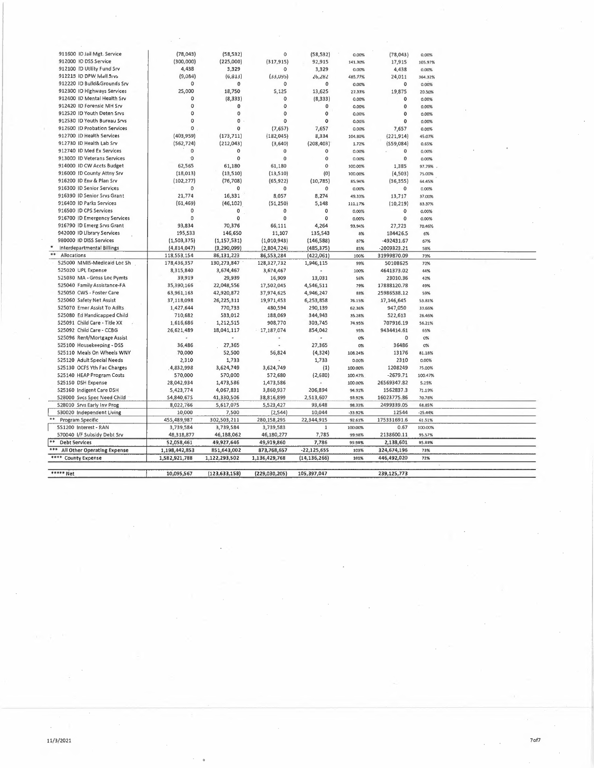| | | | | | | | |
|---|---|---|---|---|---|---|---|
| 911600 ID Jail Mgt. Service | (78,043) | (58,532) | 0 | (58,532) | 0.00% | (78,043) | 0.00% |
| 912000 ID DSS Service | (300,000) | (225,000) | (317,915) | 92,915 | 141.30% | 17,915 | 105.97% |
| 912100 ID Utility Fund Srv | 4,438 | 3,329 | 0 | 3,329 | 0.00% | 4,438 | 0.00% |
| 912215 ID DPW Mail Srvs | (9,084) | (6,813) | (33,095) | 26,282 | 485.77% | 24,011 | 364.32% |
| 912220 ID Build&Grounds Srv | 0 | 0 | 0 | 0 | 0.00% | 0 | 0.00% |
| 912300 ID Highways Services | 25,000 | 18,750 | 5,125 | 13,625 | 27.33% | 19,875 | 20.50% |
| 912400 ID Mental Health Srv | 0 | (8,333) | 0 | (8,333) | 0.00% | 0 | 0.00% |
| 912420 ID Forensic MH Srv | 0 | 0 | 0 | 0 | 0.00% | 0 | 0.00% |
| 912520 ID Youth Deten Srvs | 0 | 0 | 0 | 0 | 0.00% | 0 | 0.00% |
| 912530 ID Youth Bureau Srvs | 0 | 0 | 0 | 0 | 0.00% | 0 | 0.00% |
| 912600 ID Probation Services | 0 | 0 | (7,657) | 7,657 | 0.00% | 7,657 | 0.00% |
| 912700 ID Health Services | (403,959) | (173,711) | (182,045) | 8,334 | 104.80% | (221,914) | 45.07% |
| 912730 ID Health Lab Srv | (562,724) | (212,043) | (3,640) | (208,403) | 1.72% | (559,084) | 0.65% |
| 912740 ID Med Ex Services | 0 | 0 | 0 | 0 | 0.00% | 0 | 0.00% |
| 913000 ID Veterans Services | 0 | 0 | 0 | 0 | 0.00% | 0 | 0.00% |
| 914000 ID CW Accts Budget | 62,565 | 61,180 | 61,180 | 0 | 100.00% | 1,385 | 97.79% |
| 916000 ID County Attny Srv | (18,013) | (13,510) | (13,510) | (0) | 100.00% | (4,503) | 75.00% |
| 916200 ID Env & Plan Srv | (102,277) | (76,708) | (65,922) | (10,785) | 85.94% | (36,355) | 64.45% |
| 916300 ID Senior Services | 0 | 0 | 0 | 0 | 0.00% | 0 | 0.00% |
| 916390 ID Senior Srvs Grant | 21,774 | 16,331 | 8,057 | 8,274 | 49.33% | 13,717 | 37.00% |
| 916400 ID Parks Services | (61,469) | (46,102) | (51,250) | 5,148 | 111.17% | (10,219) | 83.37% |
| 916500 ID CPS Services | 0 | 0 | 0 | 0 | 0.00% | 0 | 0.00% |
| 916700 ID Emergency Services | 0 | 0 | 0 | 0 | 0.00% | 0 | 0.00% |
| 916790 ID Emerg Srvs Grant | 93,834 | 70,376 | 66,111 | 4,264 | 93.94% | 27,723 | 70.46% |
| 942000 ID Library Services | 195,533 | 146,650 | 11,107 | 135,543 | 8% | 184426.5 | 6% |
| 980000 ID DISS Services | (1,503,375) | (1,157,531) | (1,010,943) | (146,588) | 87% | -492431.67 | 67% |
| * Interdepartmental Billings | (4,814,047) | (3,290,099) | (2,804,724) | (485,375) | 85% | -2009323.21 | 58% |
| ** Allocations | 118,553,154 | 86,131,223 | 86,553,284 | (422,061) | 100% | 31999870.09 | 73% |
| 525000 MMIS-Medicaid Loc Sh | 178,436,357 | 130,273,847 | 128,327,732 | 1,946,115 | 99% | 50108625 | 72% |
| 525020 UPL Expense | 8,315,840 | 3,674,467 | 3,674,467 | - | 100% | 4641373.02 | 44% |
| 525030 MA - Gross Loc Pymts | 39,919 | 29,939 | 16,909 | 13,031 | 56% | 23010.36 | 42% |
| 525040 Family Assistance-FA | 35,390,166 | 22,048,556 | 17,502,045 | 4,546,511 | 79% | 17888120.78 | 49% |
| 525050 CWS - Foster Care | 63,961,163 | 42,920,872 | 37,974,625 | 4,946,247 | 88% | 25986538.12 | 59% |
| 525060 Safety Net Assist | 37,118,098 | 26,225,311 | 19,971,453 | 6,253,858 | 76.15% | 17,146,645 | 53.81% |
| 525070 Emer Assist To Adlts | 1,427,644 | 770,733 | 480,594 | 290,139 | 62.36% | 947,050 | 33.66% |
| 525080 Ed Handicapped Child | 710,682 | 533,012 | 188,069 | 344,943 | 35.28% | 522,613 | 26.46% |
| 525091 Child Care - Title XX | 1,616,686 | 1,212,515 | 908,770 | 303,745 | 74.95% | 707916.19 | 56.21% |
| 525092 Child Care - CCBG | 26,621,489 | 18,041,117 | 17,187,074 | 854,042 | 95% | 9434414.61 | 65% |
| 525096 Rent/Mortgage Assist | - | - | - | - | 0% | 0 | 0% |
| 525100 Housekeeping - DSS | 36,486 | 27,365 | - | 27,365 | 0% | 36486 | 0% |
| 525110 Meals On Wheels WNY | 70,000 | 52,500 | 56,824 | (4,324) | 108.24% | 13176 | 81.18% |
| 525120 Adult Special Needs | 2,310 | 1,733 | - | 1,733 | 0.00% | 2310 | 0.00% |
| 525130 OCFS Yth Fac Charges | 4,832,998 | 3,624,749 | 3,624,749 | (1) | 100.00% | 1208249 | 75.00% |
| 525140 HEAP Program Costs | 570,000 | 570,000 | 572,680 | (2,680) | 100.47% | -2679.71 | 100.47% |
| 525150 DSH Expense | 28,042,934 | 1,473,586 | 1,473,586 | - | 100.00% | 26569347.82 | 5.25% |
| 525160 Indigent Care DSH | 5,423,774 | 4,067,831 | 3,860,937 | 206,894 | 94.91% | 1562837.3 | 71.19% |
| 528000 Svcs Spec Need Child | 54,840,675 | 41,330,506 | 38,816,899 | 2,513,607 | 93.92% | 16023775.86 | 70.78% |
| 528010 Srvs Early Inv Prog | 8,022,766 | 5,617,075 | 5,523,427 | 93,648 | 98.33% | 2499339.05 | 68.85% |
| 530020 Independent Living | 10,000 | 7,500 | (2,544) | 10,044 | -33.92% | 12544 | -25.44% |
| ** Program Specific | 455,489,987 | 302,503,211 | 280,158,295 | 22,344,915 | 92.61% | 175331691.6 | 61.51% |
| 551200 Interest - RAN | 3,739,584 | 3,739,584 | 3,739,583 | 1 | 100.00% | 0.67 | 100.00% |
| 570040 I/F Subsidy Debt Srv | 48,318,877 | 46,188,062 | 46,180,277 | 7,785 | 99.98% | 2138600.11 | 95.57% |
| ** Debt Services | 52,058,461 | 49,927,646 | 49,919,860 | 7,786 | 99.98% | 2,138,601 | 95.89% |
| *** All Other Operating Expense | 1,198,442,853 | 851,643,002 | 873,768,657 | -22,125,655 | 103% | 324,674,196 | 73% |
| **** County Expense | 1,582,921,788 | 1,122,293,502 | 1,136,429,768 | (14,136,266) | 101% | 446,492,020 | 72% |
| ***** Net | 10,095,567 | (123,633,158) | (229,030,205) | 105,397,047 | | 239,125,773 | |